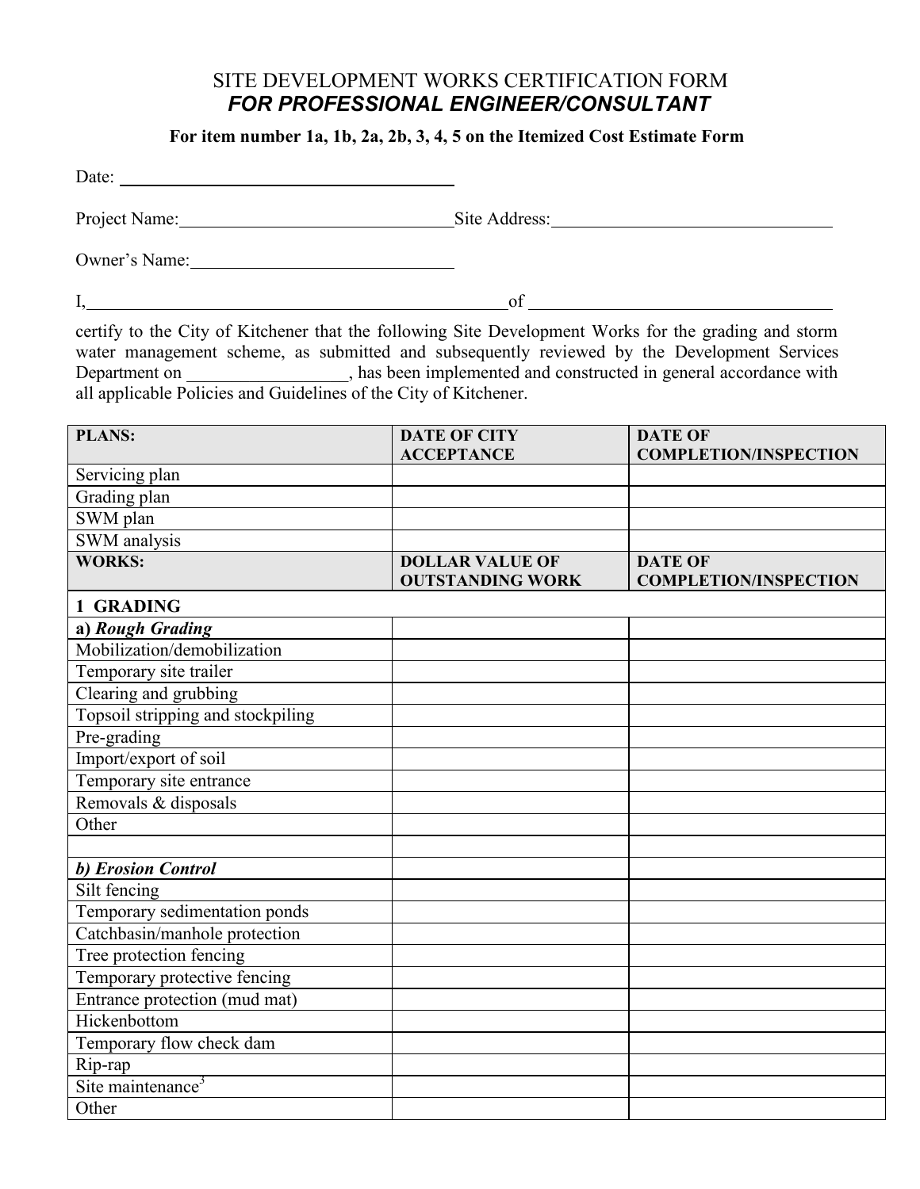# SITE DEVELOPMENT WORKS CERTIFICATION FORM

## *FOR PROFESSIONAL ENGINEER/CONSULTANT*

**For item number 1a, 1b, 2a, 2b, 3, 4, 5 on the Itemized Cost Estimate Form**

Date: ______________________________

Project Name: ______________________________ Site Address: ______________________________

Owner's Name: ______________________________

I, ________________________________________ of ______________________________

certify to the City of Kitchener that the following Site Development Works for the grading and storm water management scheme, as submitted and subsequently reviewed by the Development Services Department on ________________, has been implemented and constructed in general accordance with all applicable Policies and Guidelines of the City of Kitchener.

| **PLANS:** | **DATE OF CITY ACCEPTANCE** | **DATE OF COMPLETION/INSPECTION** |
|---|---|---|
| Servicing plan | | |
| Grading plan | | |
| SWM plan | | |
| SWM analysis | | |
| **WORKS:** | **DOLLAR VALUE OF OUTSTANDING WORK** | **DATE OF COMPLETION/INSPECTION** |
| **1 GRADING** | | |
| **a) *Rough Grading*** | | |
| Mobilization/demobilization | | |
| Temporary site trailer | | |
| Clearing and grubbing | | |
| Topsoil stripping and stockpiling | | |
| Pre-grading | | |
| Import/export of soil | | |
| Temporary site entrance | | |
| Removals & disposals | | |
| Other | | |
| | | |
| ***b) Erosion Control*** | | |
| Silt fencing | | |
| Temporary sedimentation ponds | | |
| Catchbasin/manhole protection | | |
| Tree protection fencing | | |
| Temporary protective fencing | | |
| Entrance protection (mud mat) | | |
| Hickenbottom | | |
| Temporary flow check dam | | |
| Rip-rap | | |
| Site maintenance[3] | | |
| Other | | |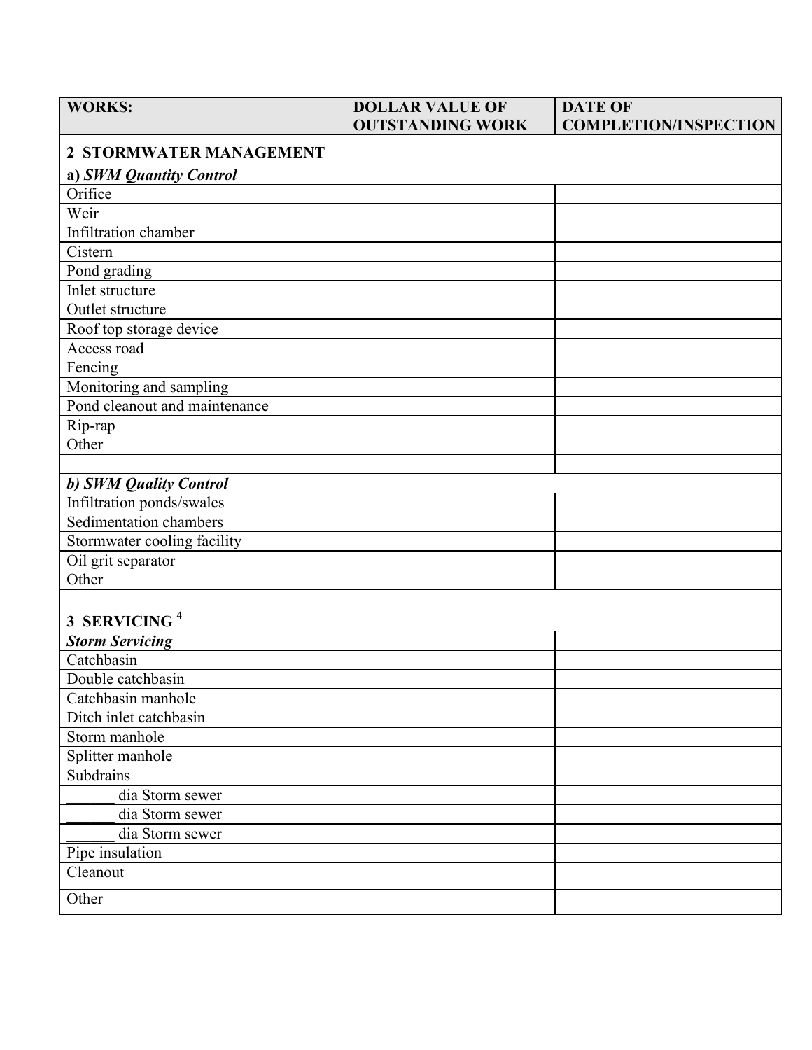| WORKS: | DOLLAR VALUE OF OUTSTANDING WORK | DATE OF COMPLETION/INSPECTION |
|---|---|---|
| **2 STORMWATER MANAGEMENT** | | |
| **a) *SWM Quantity Control*** | | |
| Orifice | | |
| Weir | | |
| Infiltration chamber | | |
| Cistern | | |
| Pond grading | | |
| Inlet structure | | |
| Outlet structure | | |
| Roof top storage device | | |
| Access road | | |
| Fencing | | |
| Monitoring and sampling | | |
| Pond cleanout and maintenance | | |
| Rip-rap | | |
| Other | | |
| | | |
| ***b) SWM Quality Control*** | | |
| Infiltration ponds/swales | | |
| Sedimentation chambers | | |
| Stormwater cooling facility | | |
| Oil grit separator | | |
| Other | | |
| **3 SERVICING** [4] | | |
| ***Storm Servicing*** | | |
| Catchbasin | | |
| Double catchbasin | | |
| Catchbasin manhole | | |
| Ditch inlet catchbasin | | |
| Storm manhole | | |
| Splitter manhole | | |
| Subdrains | | |
| ______ dia Storm sewer | | |
| ______ dia Storm sewer | | |
| ______ dia Storm sewer | | |
| Pipe insulation | | |
| Cleanout | | |
| Other | | |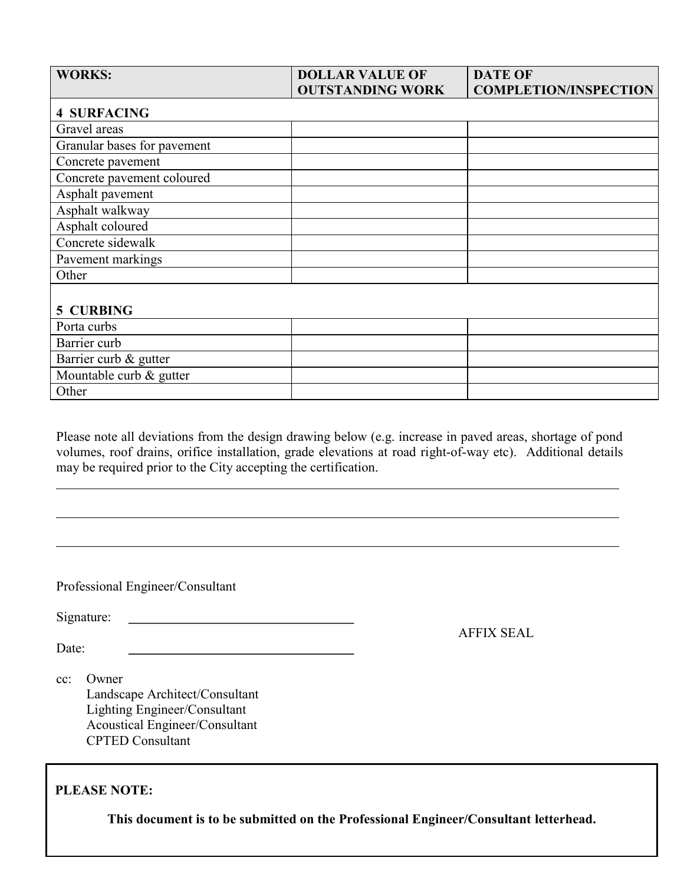| WORKS: | DOLLAR VALUE OF OUTSTANDING WORK | DATE OF COMPLETION/INSPECTION |
|---|---|---|
| **4 SURFACING** | | |
| Gravel areas | | |
| Granular bases for pavement | | |
| Concrete pavement | | |
| Concrete pavement coloured | | |
| Asphalt pavement | | |
| Asphalt walkway | | |
| Asphalt coloured | | |
| Concrete sidewalk | | |
| Pavement markings | | |
| Other | | |
| **5 CURBING** | | |
| Porta curbs | | |
| Barrier curb | | |
| Barrier curb & gutter | | |
| Mountable curb & gutter | | |
| Other | | |

Please note all deviations from the design drawing below (e.g. increase in paved areas, shortage of pond volumes, roof drains, orifice installation, grade elevations at road right-of-way etc). Additional details may be required prior to the City accepting the certification.

______________________________________________________________________

______________________________________________________________________

______________________________________________________________________

Professional Engineer/Consultant

Signature: ______________________________

Date: ______________________________

AFFIX SEAL

cc: Owner
Landscape Architect/Consultant
Lighting Engineer/Consultant
Acoustical Engineer/Consultant
CPTED Consultant

**PLEASE NOTE:**

**This document is to be submitted on the Professional Engineer/Consultant letterhead.**